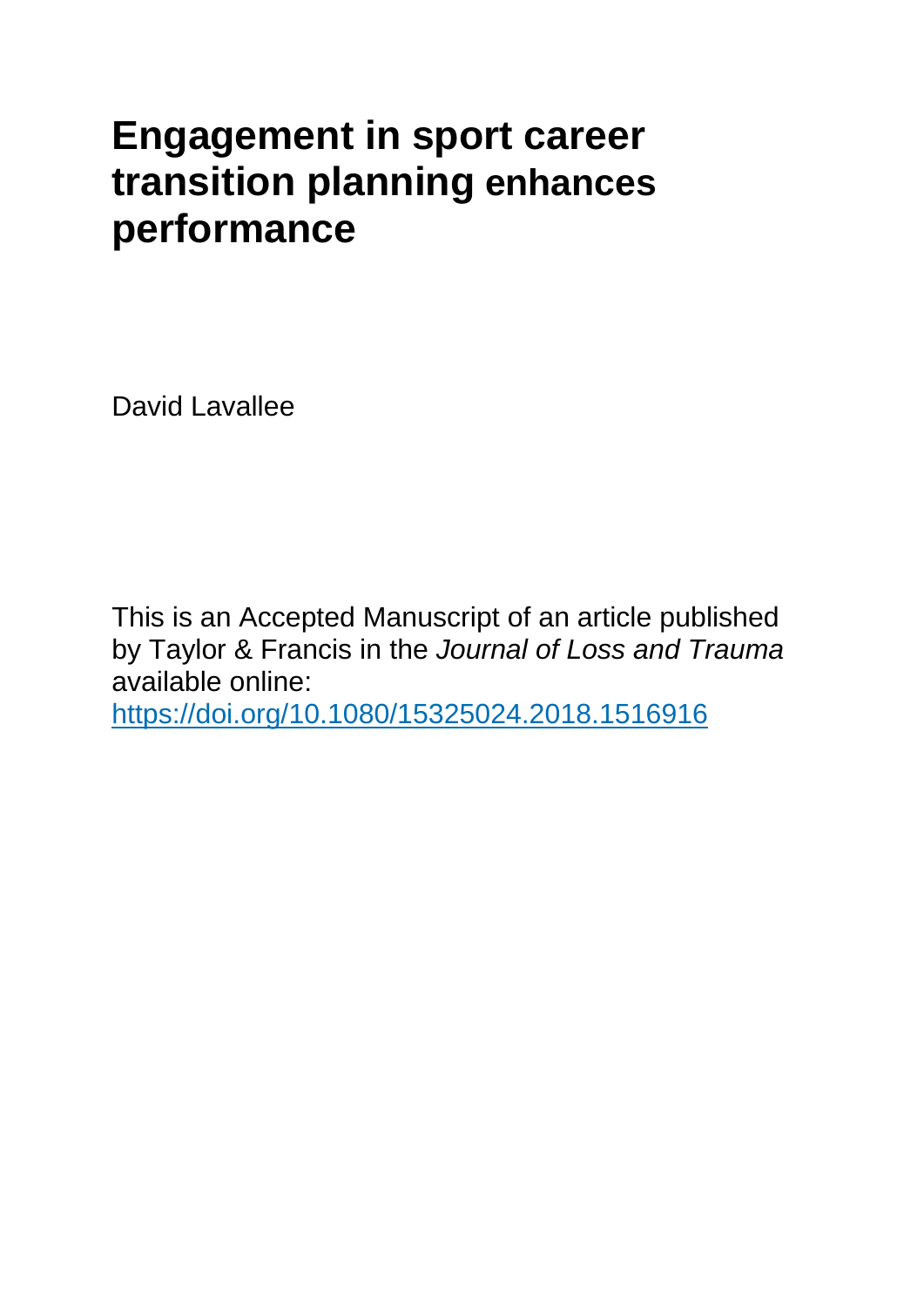# Engagement in sport career transition planning enhances performance

David Lavallee

This is an Accepted Manuscript of an article published by Taylor & Francis in the *Journal of Loss and Trauma* available online: https://doi.org/10.1080/15325024.2018.1516916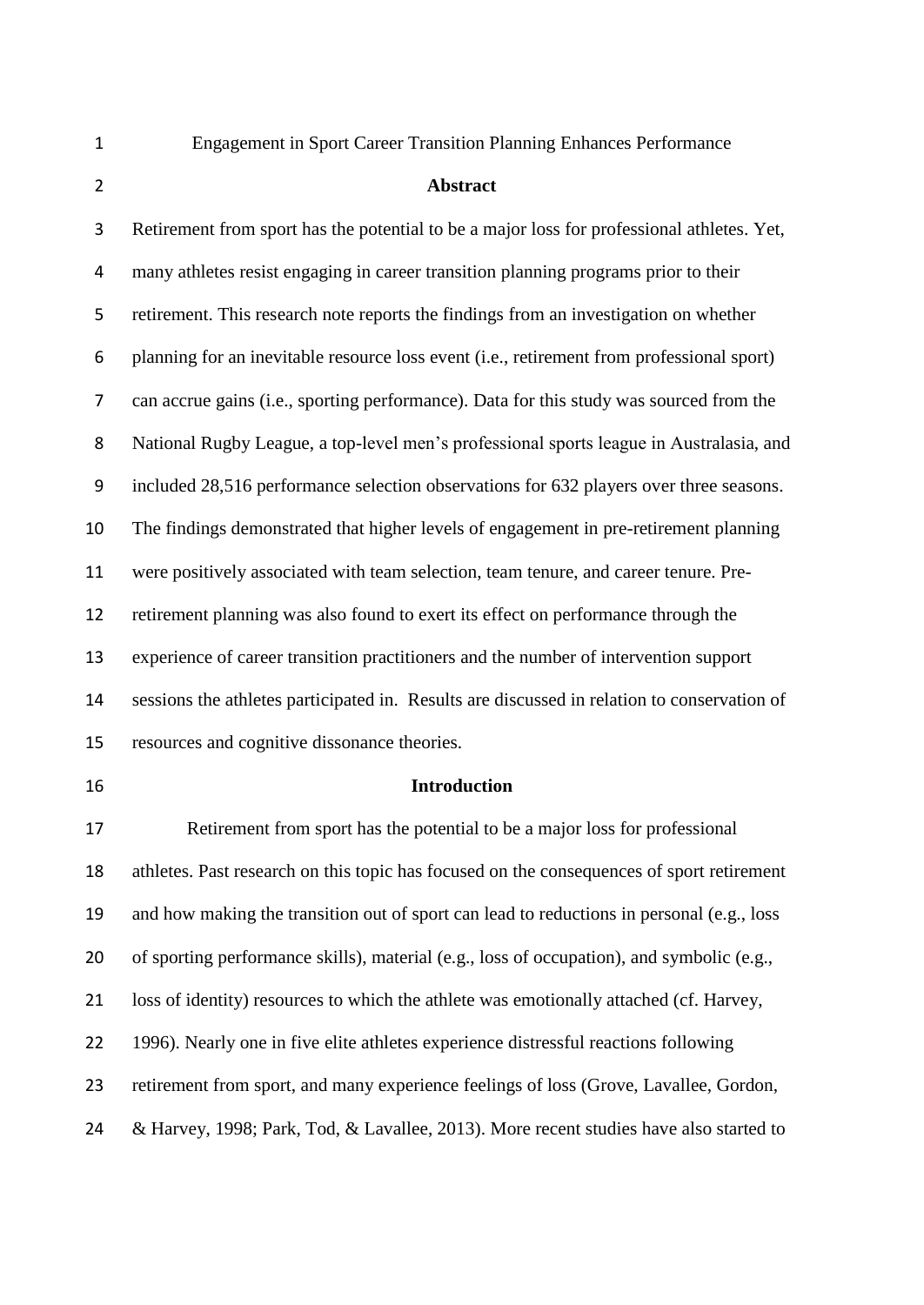Engagement in Sport Career Transition Planning Enhances Performance

## Abstract

Retirement from sport has the potential to be a major loss for professional athletes. Yet, many athletes resist engaging in career transition planning programs prior to their retirement. This research note reports the findings from an investigation on whether planning for an inevitable resource loss event (i.e., retirement from professional sport) can accrue gains (i.e., sporting performance). Data for this study was sourced from the National Rugby League, a top-level men's professional sports league in Australasia, and included 28,516 performance selection observations for 632 players over three seasons. The findings demonstrated that higher levels of engagement in pre-retirement planning were positively associated with team selection, team tenure, and career tenure. Pre-retirement planning was also found to exert its effect on performance through the experience of career transition practitioners and the number of intervention support sessions the athletes participated in. Results are discussed in relation to conservation of resources and cognitive dissonance theories.

## Introduction

Retirement from sport has the potential to be a major loss for professional athletes. Past research on this topic has focused on the consequences of sport retirement and how making the transition out of sport can lead to reductions in personal (e.g., loss of sporting performance skills), material (e.g., loss of occupation), and symbolic (e.g., loss of identity) resources to which the athlete was emotionally attached (cf. Harvey, 1996). Nearly one in five elite athletes experience distressful reactions following retirement from sport, and many experience feelings of loss (Grove, Lavallee, Gordon, & Harvey, 1998; Park, Tod, & Lavallee, 2013). More recent studies have also started to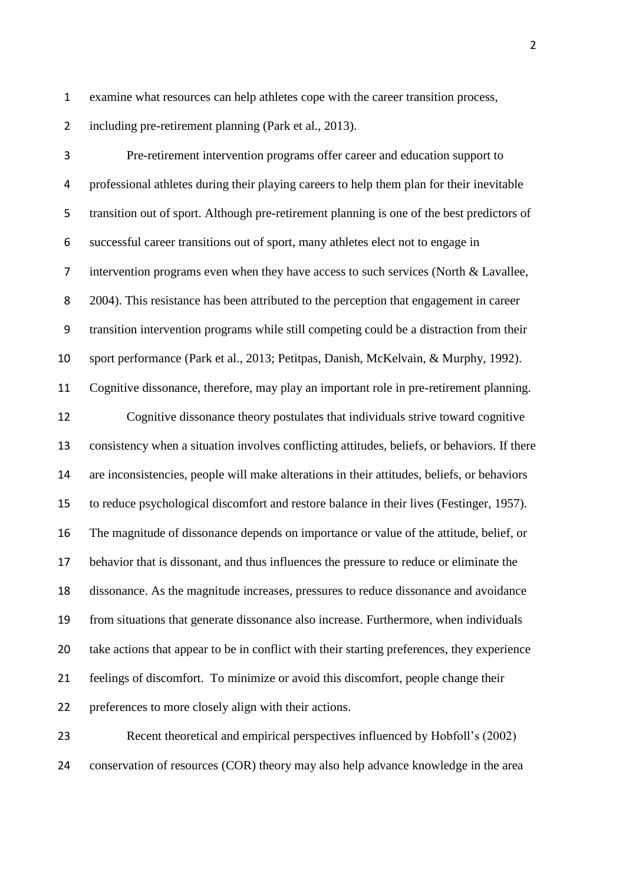examine what resources can help athletes cope with the career transition process, including pre-retirement planning (Park et al., 2013).

Pre-retirement intervention programs offer career and education support to professional athletes during their playing careers to help them plan for their inevitable transition out of sport. Although pre-retirement planning is one of the best predictors of successful career transitions out of sport, many athletes elect not to engage in intervention programs even when they have access to such services (North & Lavallee, 2004). This resistance has been attributed to the perception that engagement in career transition intervention programs while still competing could be a distraction from their sport performance (Park et al., 2013; Petitpas, Danish, McKelvain, & Murphy, 1992). Cognitive dissonance, therefore, may play an important role in pre-retirement planning.

Cognitive dissonance theory postulates that individuals strive toward cognitive consistency when a situation involves conflicting attitudes, beliefs, or behaviors. If there are inconsistencies, people will make alterations in their attitudes, beliefs, or behaviors to reduce psychological discomfort and restore balance in their lives (Festinger, 1957). The magnitude of dissonance depends on importance or value of the attitude, belief, or behavior that is dissonant, and thus influences the pressure to reduce or eliminate the dissonance. As the magnitude increases, pressures to reduce dissonance and avoidance from situations that generate dissonance also increase. Furthermore, when individuals take actions that appear to be in conflict with their starting preferences, they experience feelings of discomfort. To minimize or avoid this discomfort, people change their preferences to more closely align with their actions.

Recent theoretical and empirical perspectives influenced by Hobfoll's (2002) conservation of resources (COR) theory may also help advance knowledge in the area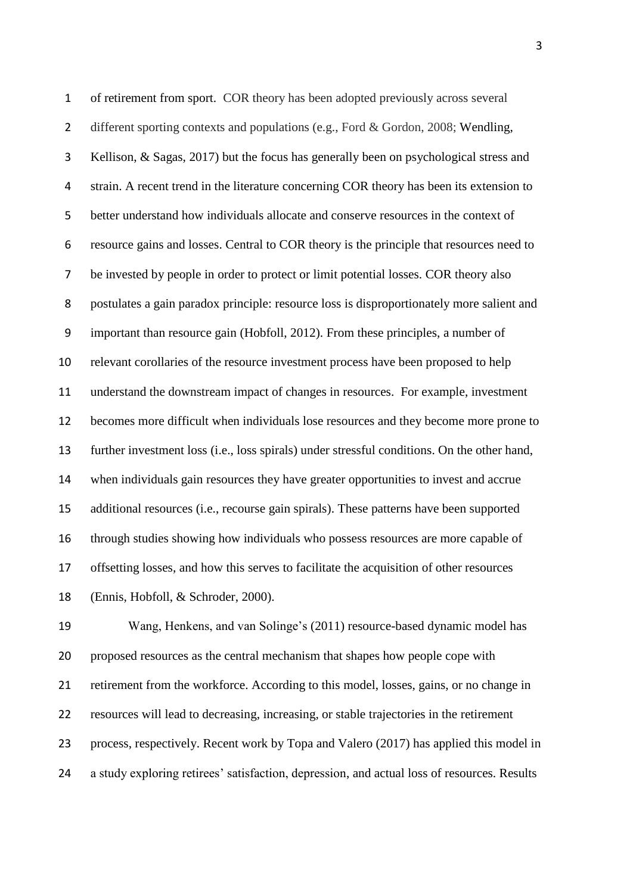of retirement from sport. COR theory has been adopted previously across several different sporting contexts and populations (e.g., Ford & Gordon, 2008; Wendling, Kellison, & Sagas, 2017) but the focus has generally been on psychological stress and strain. A recent trend in the literature concerning COR theory has been its extension to better understand how individuals allocate and conserve resources in the context of resource gains and losses. Central to COR theory is the principle that resources need to be invested by people in order to protect or limit potential losses. COR theory also postulates a gain paradox principle: resource loss is disproportionately more salient and important than resource gain (Hobfoll, 2012). From these principles, a number of relevant corollaries of the resource investment process have been proposed to help understand the downstream impact of changes in resources. For example, investment becomes more difficult when individuals lose resources and they become more prone to further investment loss (i.e., loss spirals) under stressful conditions. On the other hand, when individuals gain resources they have greater opportunities to invest and accrue additional resources (i.e., recourse gain spirals). These patterns have been supported through studies showing how individuals who possess resources are more capable of offsetting losses, and how this serves to facilitate the acquisition of other resources (Ennis, Hobfoll, & Schroder, 2000).

Wang, Henkens, and van Solinge's (2011) resource-based dynamic model has proposed resources as the central mechanism that shapes how people cope with retirement from the workforce. According to this model, losses, gains, or no change in resources will lead to decreasing, increasing, or stable trajectories in the retirement process, respectively. Recent work by Topa and Valero (2017) has applied this model in a study exploring retirees' satisfaction, depression, and actual loss of resources. Results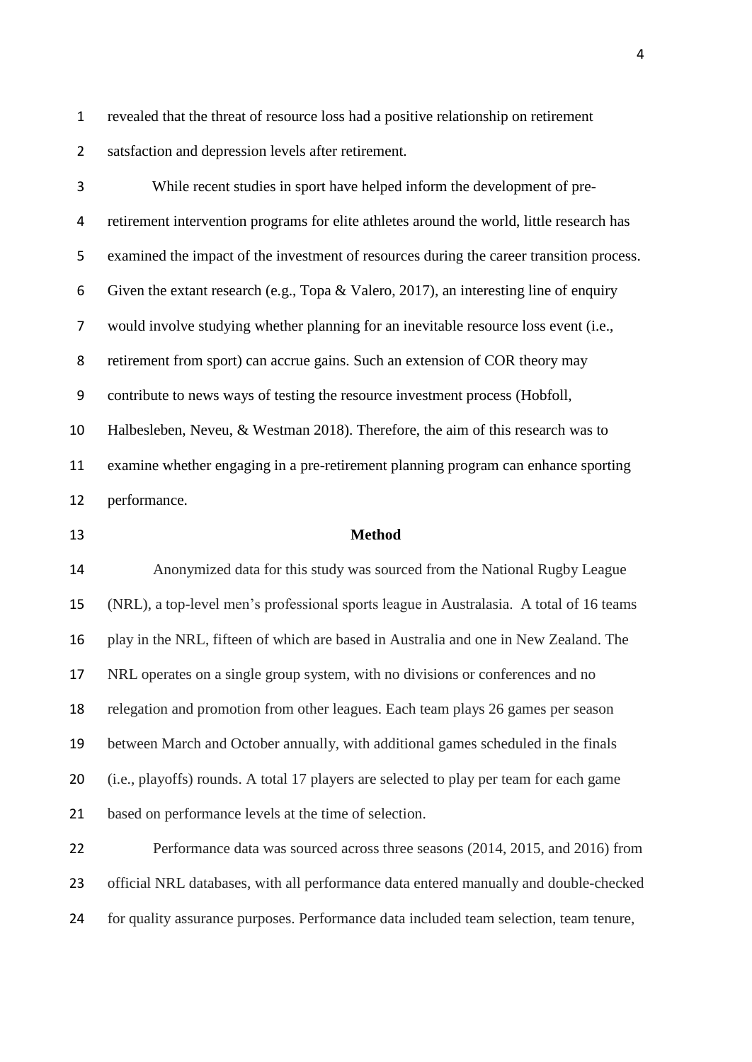revealed that the threat of resource loss had a positive relationship on retirement satsfaction and depression levels after retirement.

While recent studies in sport have helped inform the development of pre-retirement intervention programs for elite athletes around the world, little research has examined the impact of the investment of resources during the career transition process. Given the extant research (e.g., Topa & Valero, 2017), an interesting line of enquiry would involve studying whether planning for an inevitable resource loss event (i.e., retirement from sport) can accrue gains. Such an extension of COR theory may contribute to news ways of testing the resource investment process (Hobfoll, Halbesleben, Neveu, & Westman 2018). Therefore, the aim of this research was to examine whether engaging in a pre-retirement planning program can enhance sporting performance.

## Method

Anonymized data for this study was sourced from the National Rugby League (NRL), a top-level men's professional sports league in Australasia. A total of 16 teams play in the NRL, fifteen of which are based in Australia and one in New Zealand. The NRL operates on a single group system, with no divisions or conferences and no relegation and promotion from other leagues. Each team plays 26 games per season between March and October annually, with additional games scheduled in the finals (i.e., playoffs) rounds. A total 17 players are selected to play per team for each game based on performance levels at the time of selection.

Performance data was sourced across three seasons (2014, 2015, and 2016) from official NRL databases, with all performance data entered manually and double-checked for quality assurance purposes. Performance data included team selection, team tenure,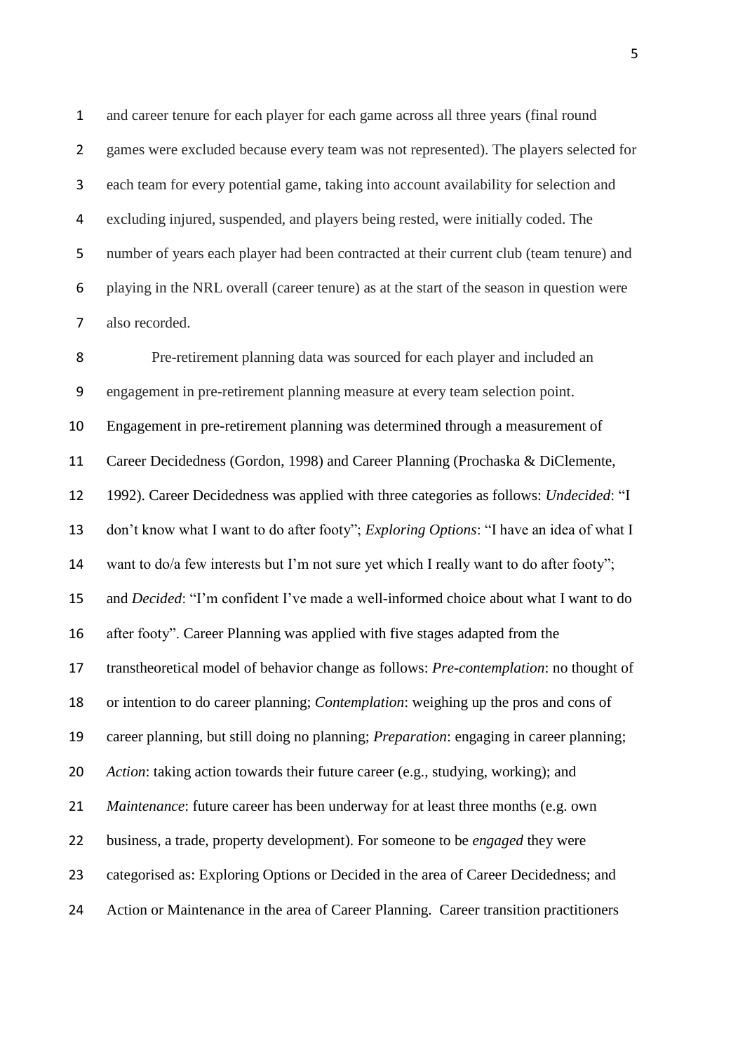and career tenure for each player for each game across all three years (final round games were excluded because every team was not represented). The players selected for each team for every potential game, taking into account availability for selection and excluding injured, suspended, and players being rested, were initially coded. The number of years each player had been contracted at their current club (team tenure) and playing in the NRL overall (career tenure) as at the start of the season in question were also recorded.

Pre-retirement planning data was sourced for each player and included an engagement in pre-retirement planning measure at every team selection point. Engagement in pre-retirement planning was determined through a measurement of Career Decidedness (Gordon, 1998) and Career Planning (Prochaska & DiClemente, 1992). Career Decidedness was applied with three categories as follows: *Undecided*: "I don't know what I want to do after footy"; *Exploring Options*: "I have an idea of what I want to do/a few interests but I'm not sure yet which I really want to do after footy"; and *Decided*: "I'm confident I've made a well-informed choice about what I want to do after footy". Career Planning was applied with five stages adapted from the transtheoretical model of behavior change as follows: *Pre-contemplation*: no thought of or intention to do career planning; *Contemplation*: weighing up the pros and cons of career planning, but still doing no planning; *Preparation*: engaging in career planning; *Action*: taking action towards their future career (e.g., studying, working); and *Maintenance*: future career has been underway for at least three months (e.g. own business, a trade, property development). For someone to be *engaged* they were categorised as: Exploring Options or Decided in the area of Career Decidedness; and Action or Maintenance in the area of Career Planning. Career transition practitioners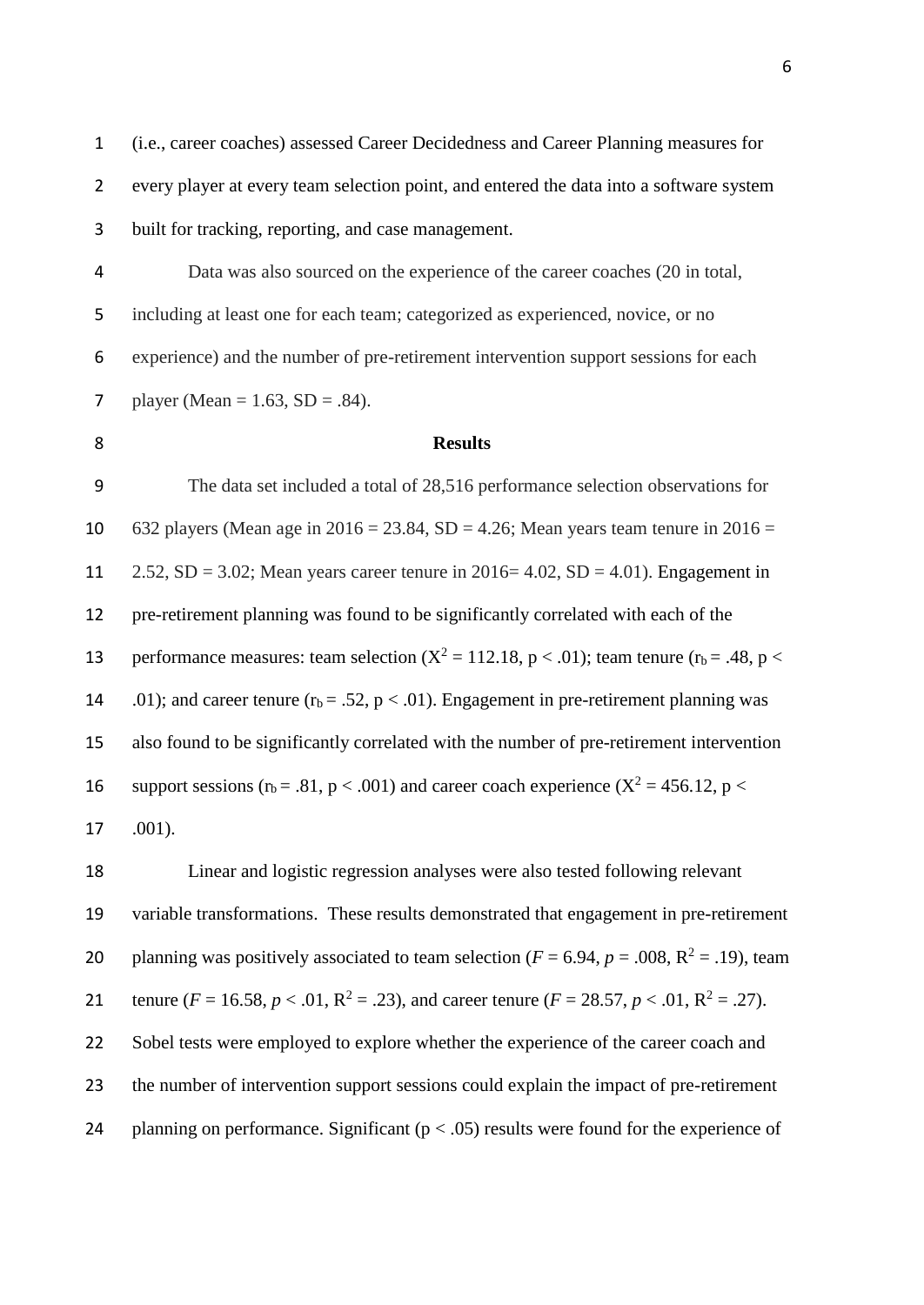(i.e., career coaches) assessed Career Decidedness and Career Planning measures for every player at every team selection point, and entered the data into a software system built for tracking, reporting, and case management.

Data was also sourced on the experience of the career coaches (20 in total, including at least one for each team; categorized as experienced, novice, or no experience) and the number of pre-retirement intervention support sessions for each player (Mean = 1.63, SD = .84).

## Results

The data set included a total of 28,516 performance selection observations for 632 players (Mean age in 2016 = 23.84, SD = 4.26; Mean years team tenure in 2016 = 2.52, SD = 3.02; Mean years career tenure in 2016= 4.02, SD = 4.01). Engagement in pre-retirement planning was found to be significantly correlated with each of the performance measures: team selection ($X^2$ = 112.18, p < .01); team tenure ($r_b$ = .48, p < .01); and career tenure ($r_b$ = .52, p < .01). Engagement in pre-retirement planning was also found to be significantly correlated with the number of pre-retirement intervention support sessions ($r_b$ = .81, p < .001) and career coach experience ($X^2$ = 456.12, p < .001).

Linear and logistic regression analyses were also tested following relevant variable transformations. These results demonstrated that engagement in pre-retirement planning was positively associated to team selection ($F$ = 6.94, $p$ = .008, $R^2$ = .19), team tenure ($F$ = 16.58, $p$ < .01, $R^2$ = .23), and career tenure ($F$ = 28.57, $p$ < .01, $R^2$ = .27). Sobel tests were employed to explore whether the experience of the career coach and the number of intervention support sessions could explain the impact of pre-retirement planning on performance. Significant (p < .05) results were found for the experience of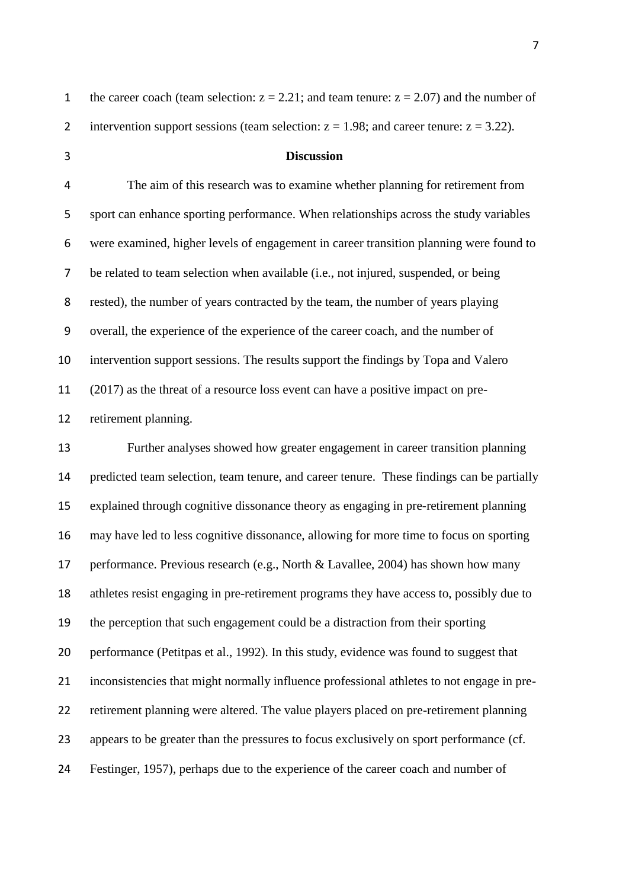the career coach (team selection: $z = 2.21$; and team tenure: $z = 2.07$) and the number of intervention support sessions (team selection: $z = 1.98$; and career tenure: $z = 3.22$).

**Discussion**

The aim of this research was to examine whether planning for retirement from sport can enhance sporting performance. When relationships across the study variables were examined, higher levels of engagement in career transition planning were found to be related to team selection when available (i.e., not injured, suspended, or being rested), the number of years contracted by the team, the number of years playing overall, the experience of the experience of the career coach, and the number of intervention support sessions. The results support the findings by Topa and Valero (2017) as the threat of a resource loss event can have a positive impact on pre-retirement planning.

Further analyses showed how greater engagement in career transition planning predicted team selection, team tenure, and career tenure. These findings can be partially explained through cognitive dissonance theory as engaging in pre-retirement planning may have led to less cognitive dissonance, allowing for more time to focus on sporting performance. Previous research (e.g., North & Lavallee, 2004) has shown how many athletes resist engaging in pre-retirement programs they have access to, possibly due to the perception that such engagement could be a distraction from their sporting performance (Petitpas et al., 1992). In this study, evidence was found to suggest that inconsistencies that might normally influence professional athletes to not engage in pre-retirement planning were altered. The value players placed on pre-retirement planning appears to be greater than the pressures to focus exclusively on sport performance (cf. Festinger, 1957), perhaps due to the experience of the career coach and number of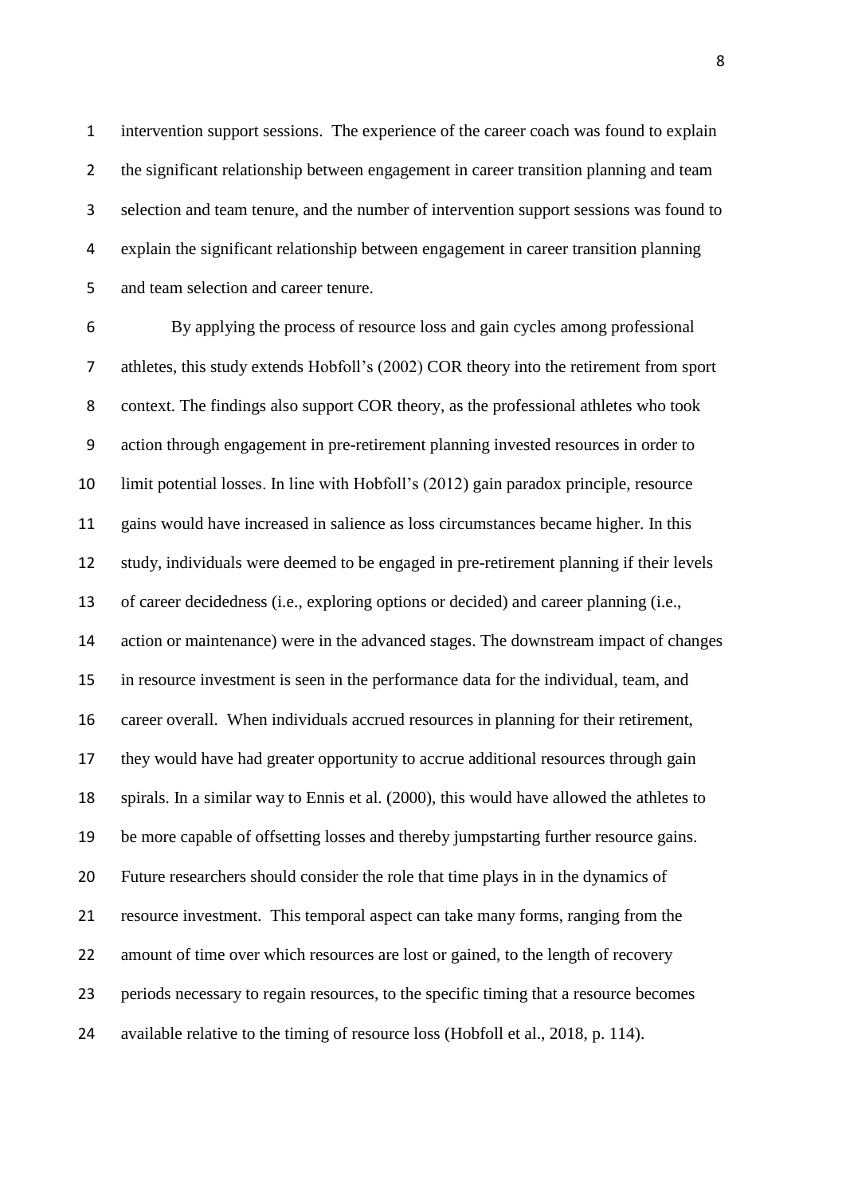intervention support sessions. The experience of the career coach was found to explain the significant relationship between engagement in career transition planning and team selection and team tenure, and the number of intervention support sessions was found to explain the significant relationship between engagement in career transition planning and team selection and career tenure.

By applying the process of resource loss and gain cycles among professional athletes, this study extends Hobfoll's (2002) COR theory into the retirement from sport context. The findings also support COR theory, as the professional athletes who took action through engagement in pre-retirement planning invested resources in order to limit potential losses. In line with Hobfoll's (2012) gain paradox principle, resource gains would have increased in salience as loss circumstances became higher. In this study, individuals were deemed to be engaged in pre-retirement planning if their levels of career decidedness (i.e., exploring options or decided) and career planning (i.e., action or maintenance) were in the advanced stages. The downstream impact of changes in resource investment is seen in the performance data for the individual, team, and career overall. When individuals accrued resources in planning for their retirement, they would have had greater opportunity to accrue additional resources through gain spirals. In a similar way to Ennis et al. (2000), this would have allowed the athletes to be more capable of offsetting losses and thereby jumpstarting further resource gains. Future researchers should consider the role that time plays in in the dynamics of resource investment. This temporal aspect can take many forms, ranging from the amount of time over which resources are lost or gained, to the length of recovery periods necessary to regain resources, to the specific timing that a resource becomes available relative to the timing of resource loss (Hobfoll et al., 2018, p. 114).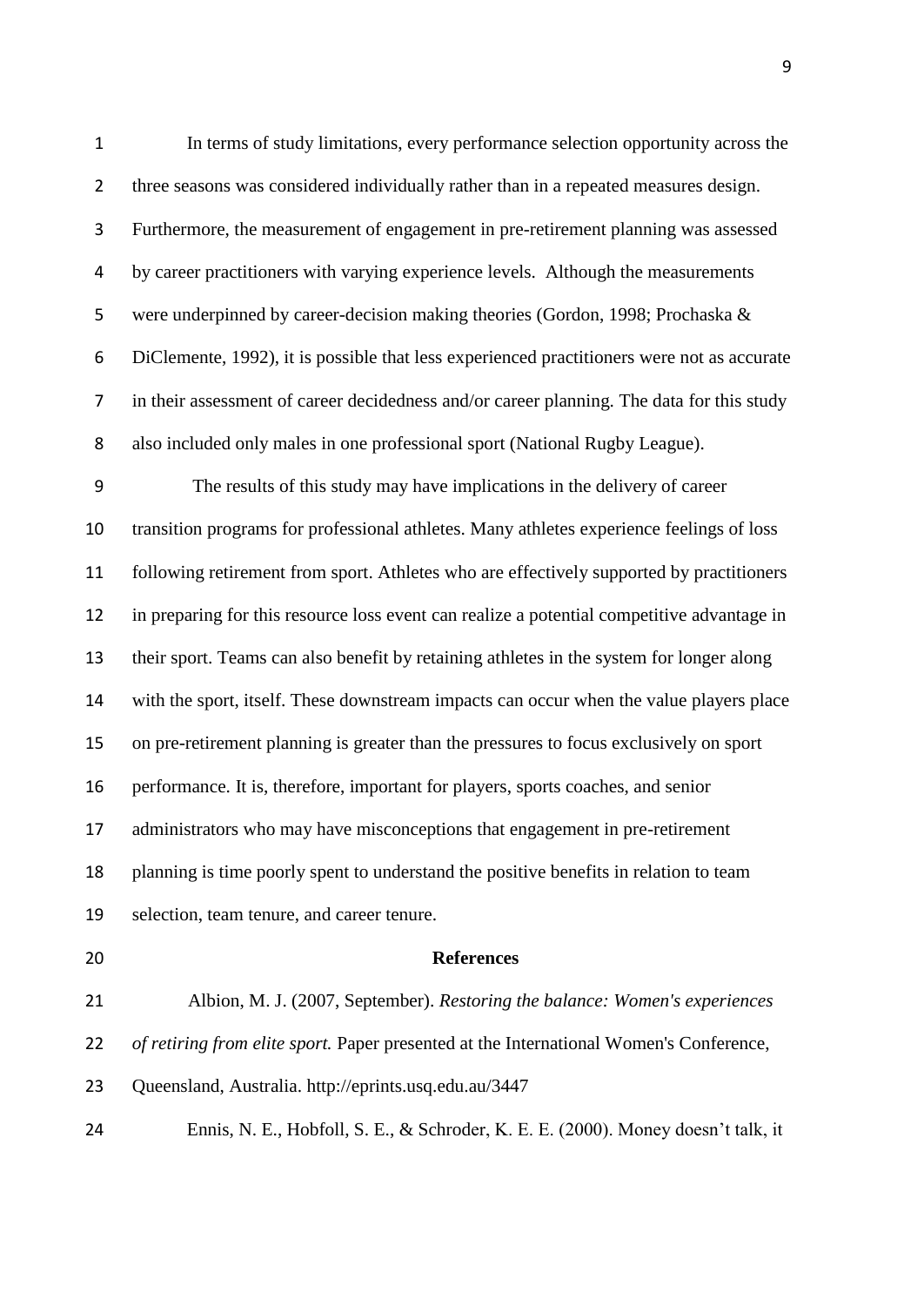In terms of study limitations, every performance selection opportunity across the three seasons was considered individually rather than in a repeated measures design. Furthermore, the measurement of engagement in pre-retirement planning was assessed by career practitioners with varying experience levels. Although the measurements were underpinned by career-decision making theories (Gordon, 1998; Prochaska & DiClemente, 1992), it is possible that less experienced practitioners were not as accurate in their assessment of career decidedness and/or career planning. The data for this study also included only males in one professional sport (National Rugby League).

The results of this study may have implications in the delivery of career transition programs for professional athletes. Many athletes experience feelings of loss following retirement from sport. Athletes who are effectively supported by practitioners in preparing for this resource loss event can realize a potential competitive advantage in their sport. Teams can also benefit by retaining athletes in the system for longer along with the sport, itself. These downstream impacts can occur when the value players place on pre-retirement planning is greater than the pressures to focus exclusively on sport performance. It is, therefore, important for players, sports coaches, and senior administrators who may have misconceptions that engagement in pre-retirement planning is time poorly spent to understand the positive benefits in relation to team selection, team tenure, and career tenure.

## References

Albion, M. J. (2007, September). *Restoring the balance: Women's experiences of retiring from elite sport.* Paper presented at the International Women's Conference, Queensland, Australia. http://eprints.usq.edu.au/3447

Ennis, N. E., Hobfoll, S. E., & Schroder, K. E. E. (2000). Money doesn't talk, it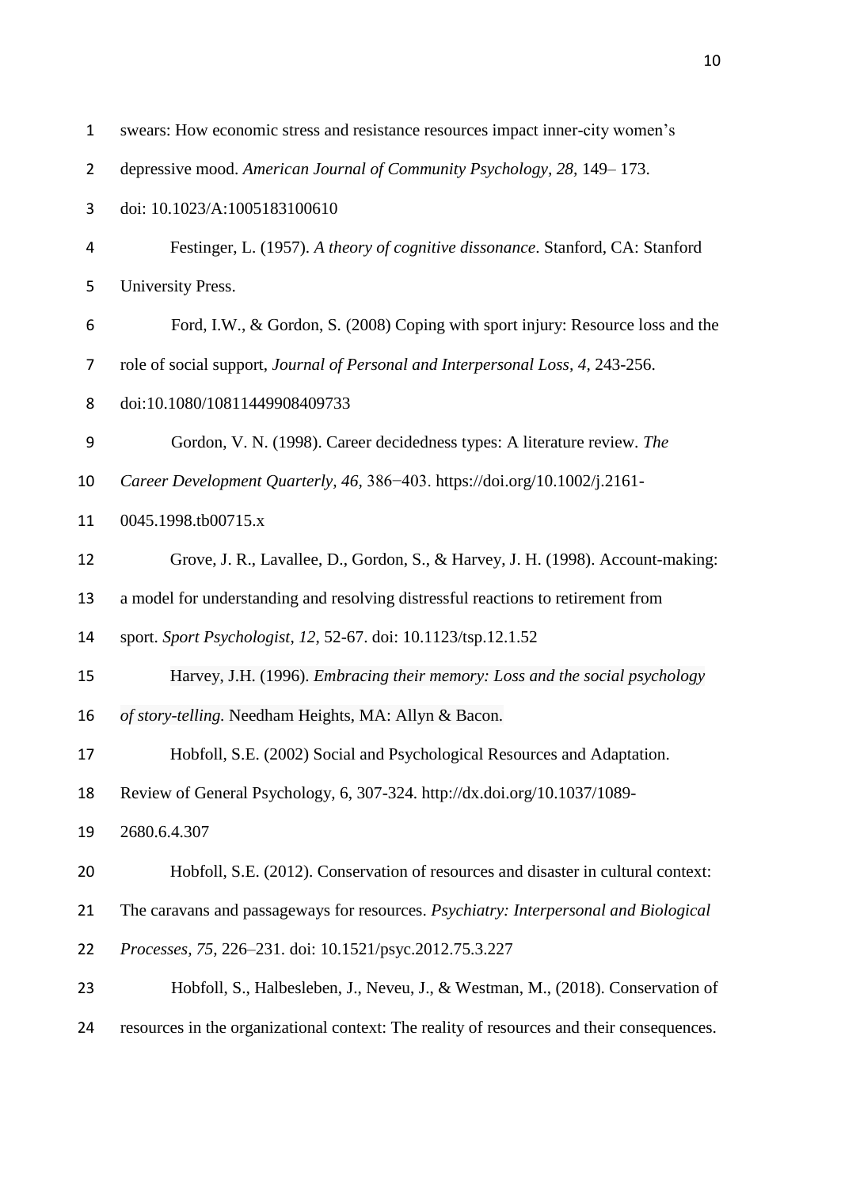swears: How economic stress and resistance resources impact inner-city women's depressive mood. *American Journal of Community Psychology, 28,* 149– 173. doi: 10.1023/A:1005183100610

Festinger, L. (1957). *A theory of cognitive dissonance*. Stanford, CA: Stanford University Press.

Ford, I.W., & Gordon, S. (2008) Coping with sport injury: Resource loss and the role of social support, *Journal of Personal and Interpersonal Loss, 4,* 243-256. doi:10.1080/10811449908409733

Gordon, V. N. (1998). Career decidedness types: A literature review. *The Career Development Quarterly, 46,* 386−403. https://doi.org/10.1002/j.2161-0045.1998.tb00715.x

Grove, J. R., Lavallee, D., Gordon, S., & Harvey, J. H. (1998). Account-making: a model for understanding and resolving distressful reactions to retirement from sport. *Sport Psychologist, 12,* 52-67. doi: 10.1123/tsp.12.1.52

Harvey, J.H. (1996). *Embracing their memory: Loss and the social psychology of story-telling.* Needham Heights, MA: Allyn & Bacon.

Hobfoll, S.E. (2002) Social and Psychological Resources and Adaptation. Review of General Psychology, 6, 307-324. http://dx.doi.org/10.1037/1089-2680.6.4.307

Hobfoll, S.E. (2012). Conservation of resources and disaster in cultural context: The caravans and passageways for resources. *Psychiatry: Interpersonal and Biological Processes, 75,* 226–231. doi: 10.1521/psyc.2012.75.3.227

Hobfoll, S., Halbesleben, J., Neveu, J., & Westman, M., (2018). Conservation of resources in the organizational context: The reality of resources and their consequences.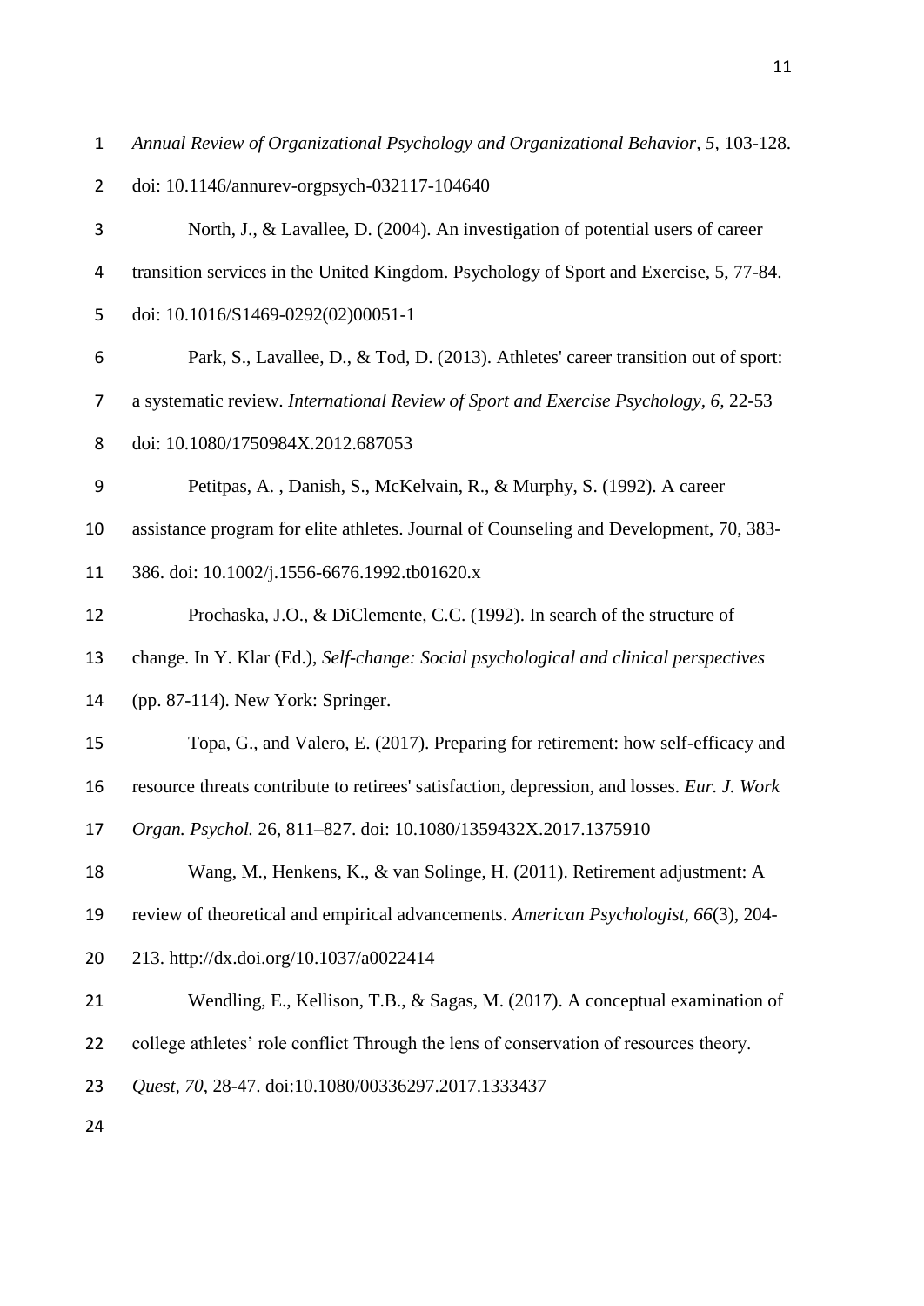*Annual Review of Organizational Psychology and Organizational Behavior, 5,* 103-128. doi: 10.1146/annurev-orgpsych-032117-104640

North, J., & Lavallee, D. (2004). An investigation of potential users of career transition services in the United Kingdom. Psychology of Sport and Exercise, 5, 77-84. doi: 10.1016/S1469-0292(02)00051-1

Park, S., Lavallee, D., & Tod, D. (2013). Athletes' career transition out of sport: a systematic review. *International Review of Sport and Exercise Psychology, 6,* 22-53 doi: 10.1080/1750984X.2012.687053

Petitpas, A. , Danish, S., McKelvain, R., & Murphy, S. (1992). A career assistance program for elite athletes. Journal of Counseling and Development, 70, 383-386. doi: 10.1002/j.1556-6676.1992.tb01620.x

Prochaska, J.O., & DiClemente, C.C. (1992). In search of the structure of change. In Y. Klar (Ed.), *Self-change: Social psychological and clinical perspectives* (pp. 87-114). New York: Springer.

Topa, G., and Valero, E. (2017). Preparing for retirement: how self-efficacy and resource threats contribute to retirees' satisfaction, depression, and losses. *Eur. J. Work Organ. Psychol.* 26, 811–827. doi: 10.1080/1359432X.2017.1375910

Wang, M., Henkens, K., & van Solinge, H. (2011). Retirement adjustment: A review of theoretical and empirical advancements. *American Psychologist, 66*(3), 204-213. http://dx.doi.org/10.1037/a0022414

Wendling, E., Kellison, T.B., & Sagas, M. (2017). A conceptual examination of college athletes' role conflict Through the lens of conservation of resources theory. *Quest, 70*, 28-47. doi:10.1080/00336297.2017.1333437